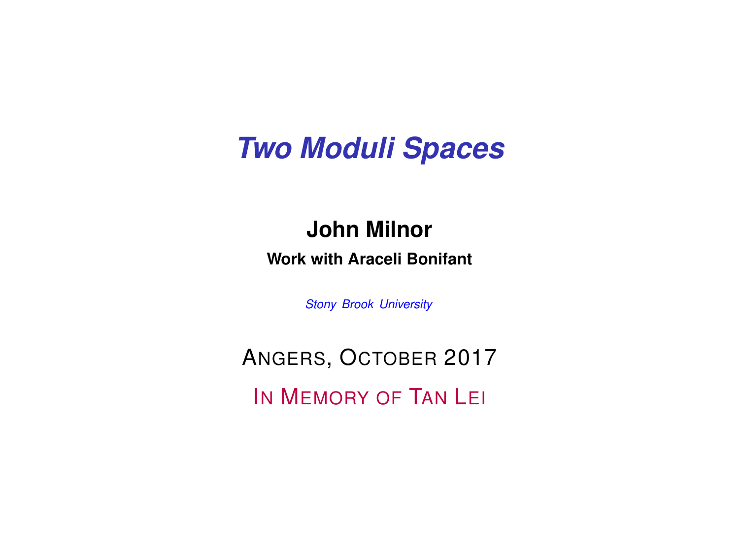# *Two Moduli Spaces*

**John Milnor**

**Work with Araceli Bonifant**

*Stony Brook University*

ANGERS, OCTOBER 2017

IN MEMORY OF TAN LEI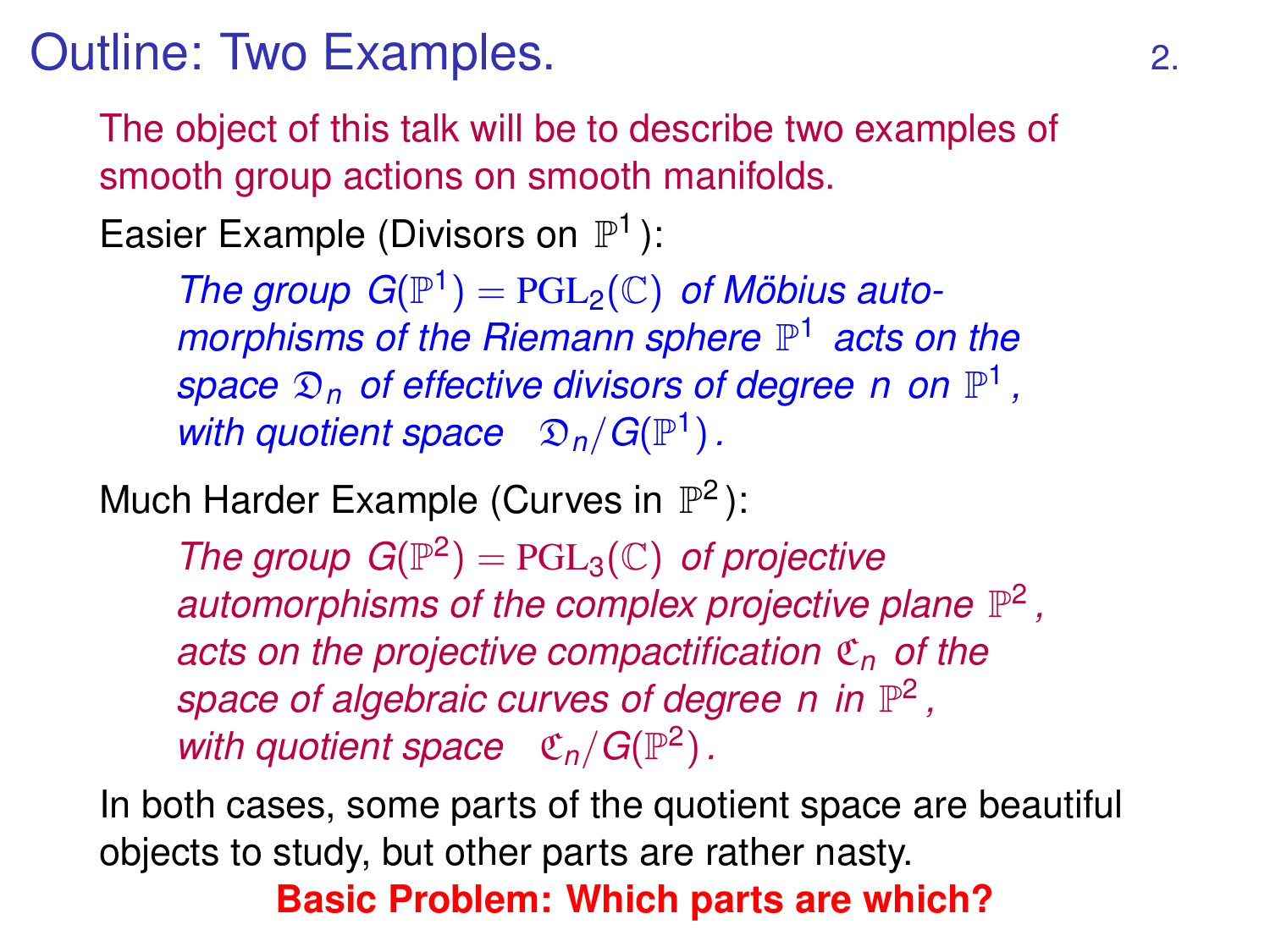# Outline: Two Examples.

The object of this talk will be to describe two examples of smooth group actions on smooth manifolds.

Easier Example (Divisors on $\mathbb{P}^1$):

> *The group $G(\mathbb{P}^1) = \mathrm{PGL}_2(\mathbb{C})$ of Möbius automorphisms of the Riemann sphere $\mathbb{P}^1$ acts on the space $\mathfrak{D}_n$ of effective divisors of degree $n$ on $\mathbb{P}^1$, with quotient space $\mathfrak{D}_n/G(\mathbb{P}^1)$.*

Much Harder Example (Curves in $\mathbb{P}^2$):

> *The group $G(\mathbb{P}^2) = \mathrm{PGL}_3(\mathbb{C})$ of projective automorphisms of the complex projective plane $\mathbb{P}^2$, acts on the projective compactification $\mathfrak{C}_n$ of the space of algebraic curves of degree $n$ in $\mathbb{P}^2$, with quotient space $\mathfrak{C}_n/G(\mathbb{P}^2)$.*

In both cases, some parts of the quotient space are beautiful objects to study, but other parts are rather nasty.

**Basic Problem: Which parts are which?**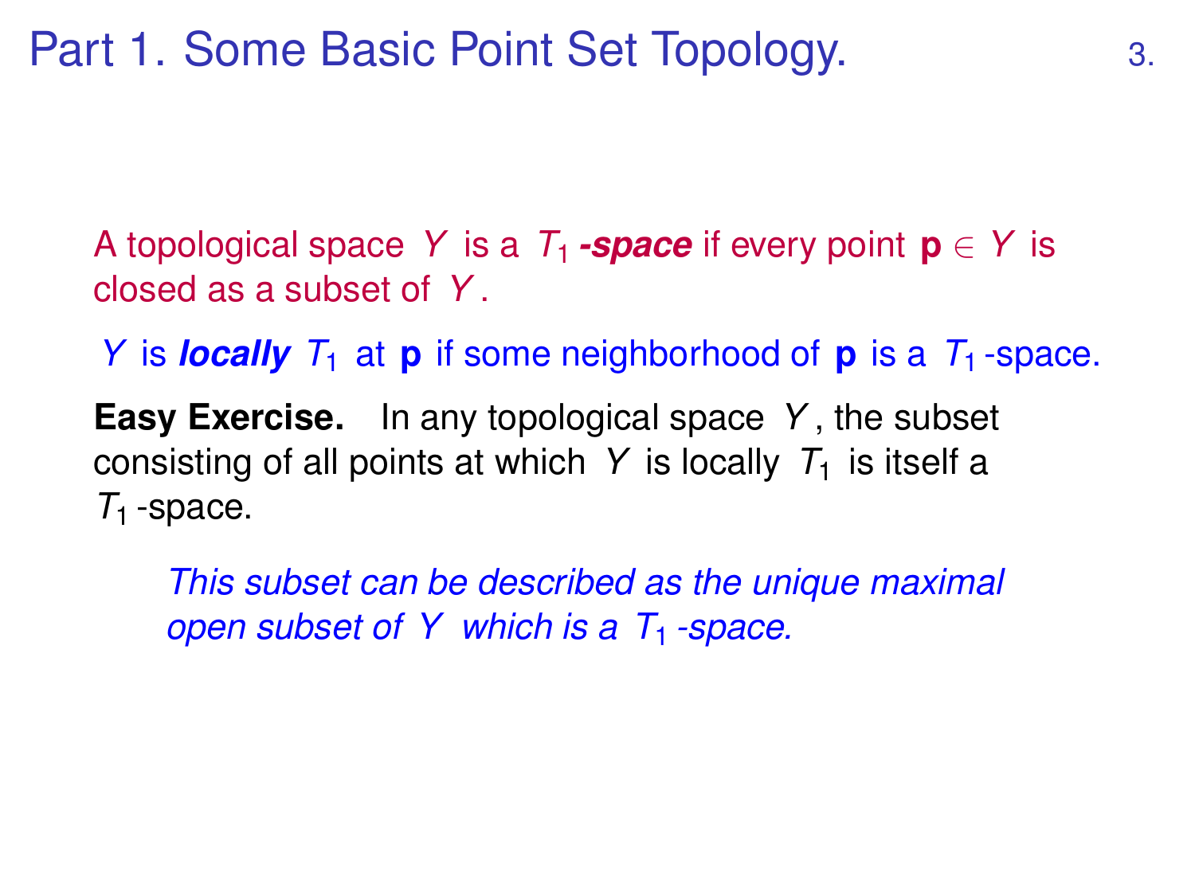# Part 1. Some Basic Point Set Topology.

A topological space $Y$ is a $T_1$ ***-space*** if every point $\mathbf{p} \in Y$ is closed as a subset of $Y$.

$Y$ is ***locally*** $T_1$ at $\mathbf{p}$ if some neighborhood of $\mathbf{p}$ is a $T_1$-space.

**Easy Exercise.** In any topological space $Y$, the subset consisting of all points at which $Y$ is locally $T_1$ is itself a $T_1$-space.

*This subset can be described as the unique maximal open subset of $Y$ which is a $T_1$-space.*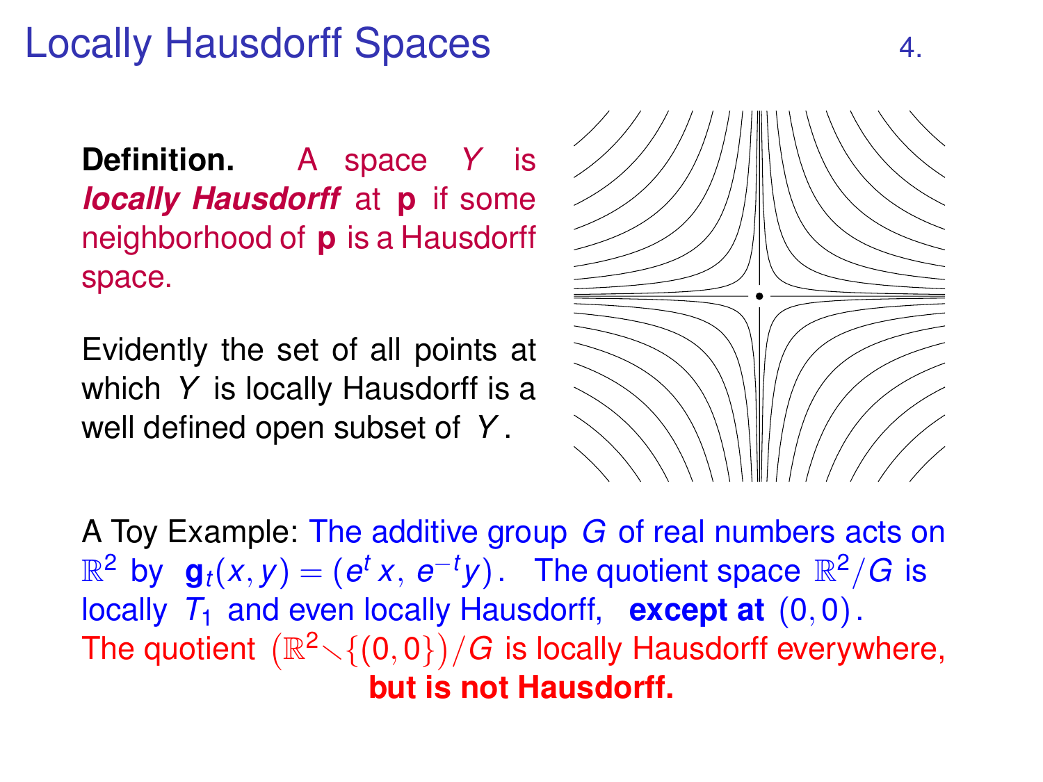# Locally Hausdorff Spaces

**Definition.** A space $Y$ is ***locally Hausdorff*** at $\mathbf{p}$ if some neighborhood of $\mathbf{p}$ is a Hausdorff space.

Evidently the set of all points at which $Y$ is locally Hausdorff is a well defined open subset of $Y$.

A Toy Example: The additive group $G$ of real numbers acts on $\mathbb{R}^2$ by $\mathbf{g}_t(x, y) = (e^t x,\ e^{-t} y)$. The quotient space $\mathbb{R}^2/G$ is locally $T_1$ and even locally Hausdorff, **except at** $(0, 0)$. The quotient $\big(\mathbb{R}^2 \setminus \{(0,0)\}\big)/G$ is locally Hausdorff everywhere, **but is not Hausdorff.**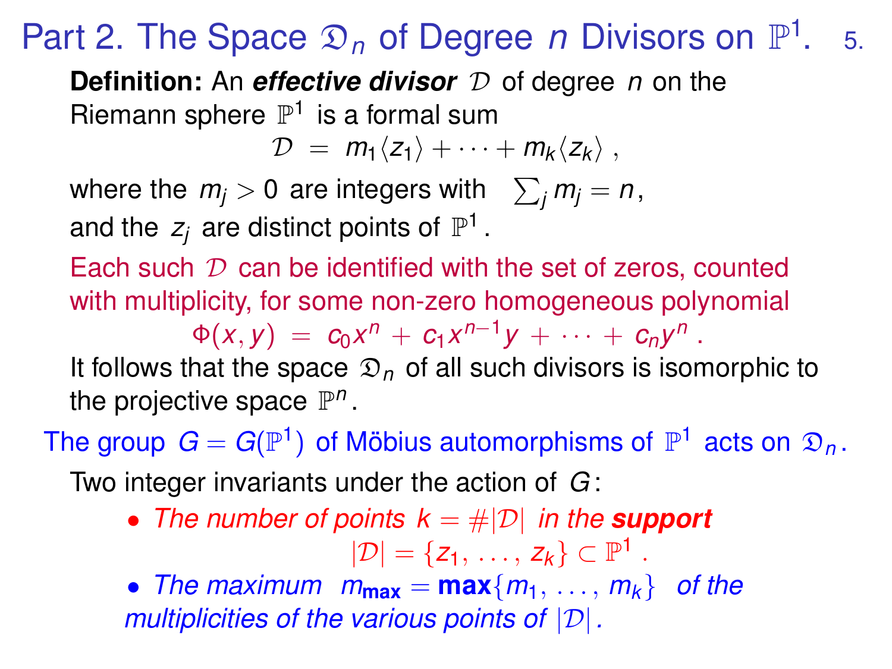# Part 2. The Space $\mathfrak{D}_n$ of Degree $n$ Divisors on $\mathbb{P}^1$.

**Definition:** An ***effective divisor*** $\mathcal{D}$ of degree $n$ on the Riemann sphere $\mathbb{P}^1$ is a formal sum

$$\mathcal{D} \ = \ m_1\langle z_1\rangle + \cdots + m_k\langle z_k\rangle \ ,$$

where the $m_j > 0$ are integers with $\sum_j m_j = n$, and the $z_j$ are distinct points of $\mathbb{P}^1$.

Each such $\mathcal{D}$ can be identified with the set of zeros, counted with multiplicity, for some non-zero homogeneous polynomial

$$\Phi(x, y) \ = \ c_0 x^n \ + \ c_1 x^{n-1} y \ + \ \cdots \ + \ c_n y^n \ .$$

It follows that the space $\mathfrak{D}_n$ of all such divisors is isomorphic to the projective space $\mathbb{P}^n$.

The group $G = G(\mathbb{P}^1)$ of Möbius automorphisms of $\mathbb{P}^1$ acts on $\mathfrak{D}_n$.

Two integer invariants under the action of $G$:

- *The number of points* $k = \#|\mathcal{D}|$ *in the* ***support***
  $$|\mathcal{D}| = \{z_1, \ldots, z_k\} \subset \mathbb{P}^1 \ .$$
- *The maximum* $m_{\mathbf{max}} = \mathbf{max}\{m_1, \ldots, m_k\}$ *of the multiplicities of the various points of* $|\mathcal{D}|$.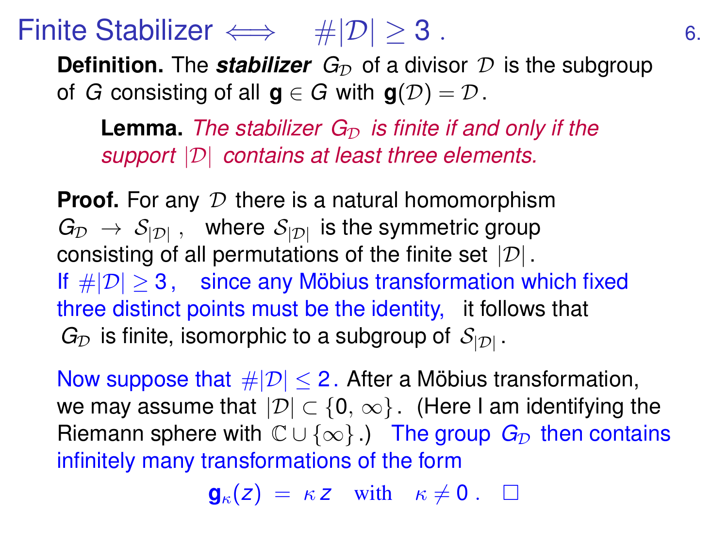# Finite Stabilizer $\iff \quad \#|\mathcal{D}| \geq 3$ .

**Definition.** The ***stabilizer*** $G_{\mathcal{D}}$ of a divisor $\mathcal{D}$ is the subgroup of $G$ consisting of all $\mathbf{g} \in G$ with $\mathbf{g}(\mathcal{D}) = \mathcal{D}$.

> **Lemma.** *The stabilizer $G_{\mathcal{D}}$ is finite if and only if the support $|\mathcal{D}|$ contains at least three elements.*

**Proof.** For any $\mathcal{D}$ there is a natural homomorphism $G_{\mathcal{D}} \to \mathcal{S}_{|\mathcal{D}|}$, where $\mathcal{S}_{|\mathcal{D}|}$ is the symmetric group consisting of all permutations of the finite set $|\mathcal{D}|$.
If $\#|\mathcal{D}| \geq 3$, since any Möbius transformation which fixed three distinct points must be the identity, it follows that $G_{\mathcal{D}}$ is finite, isomorphic to a subgroup of $\mathcal{S}_{|\mathcal{D}|}$.

Now suppose that $\#|\mathcal{D}| \leq 2$. After a Möbius transformation, we may assume that $|\mathcal{D}| \subset \{0, \infty\}$. (Here I am identifying the Riemann sphere with $\mathbb{C} \cup \{\infty\}$.) The group $G_{\mathcal{D}}$ then contains infinitely many transformations of the form

$$\mathbf{g}_{\kappa}(z) = \kappa z \quad \text{with} \quad \kappa \neq 0 . \quad \square$$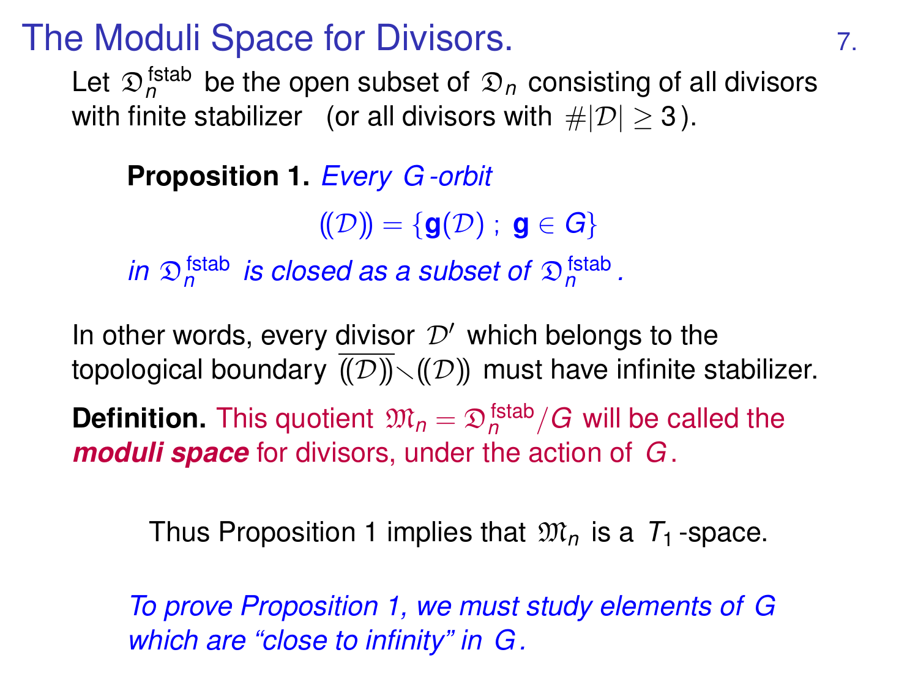# The Moduli Space for Divisors.

Let $\mathfrak{D}_n^{\rm fstab}$ be the open subset of $\mathfrak{D}_n$ consisting of all divisors with finite stabilizer (or all divisors with $\#|\mathcal{D}| \ge 3$).

**Proposition 1.** *Every $G$-orbit*

$$(\!(\mathcal{D})\!) = \{\mathbf{g}(\mathcal{D})\ ;\ \mathbf{g} \in G\}$$

*in $\mathfrak{D}_n^{\rm fstab}$ is closed as a subset of $\mathfrak{D}_n^{\rm fstab}$.*

In other words, every divisor $\mathcal{D}'$ which belongs to the topological boundary $\overline{(\!(\mathcal{D})\!)} \smallsetminus (\!(\mathcal{D})\!)$ must have infinite stabilizer.

**Definition.** This quotient $\mathfrak{M}_n = \mathfrak{D}_n^{\rm fstab}/G$ will be called the ***moduli space*** for divisors, under the action of $G$.

Thus Proposition 1 implies that $\mathfrak{M}_n$ is a $T_1$-space.

*To prove Proposition 1, we must study elements of $G$ which are "close to infinity" in $G$.*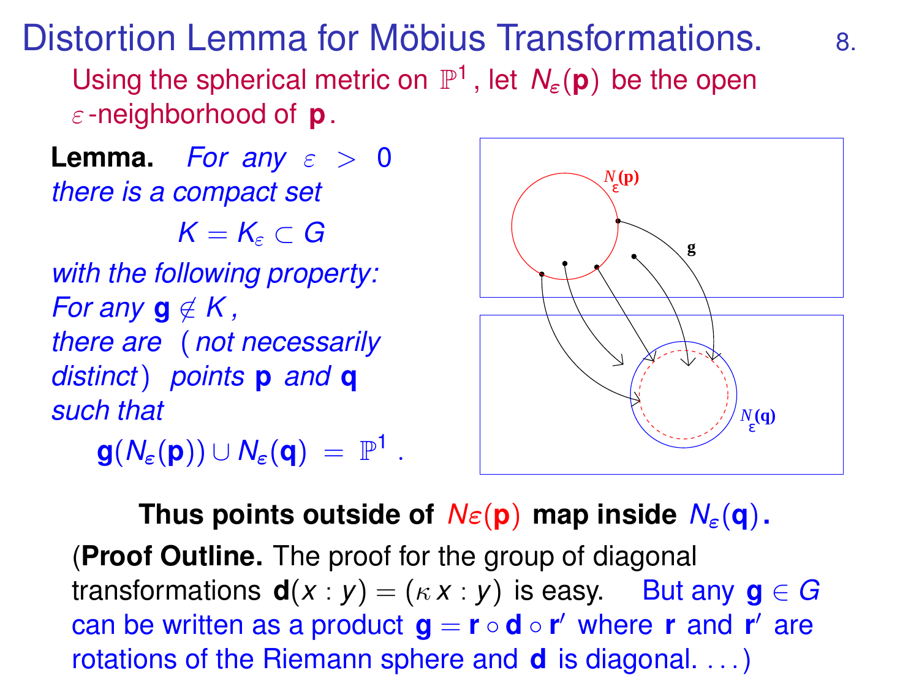# Distortion Lemma for Möbius Transformations.

Using the spherical metric on $\mathbb{P}^1$, let $N_\varepsilon(\mathbf{p})$ be the open $\varepsilon$-neighborhood of $\mathbf{p}$.

**Lemma.** *For any* $\varepsilon > 0$ *there is a compact set*

$$K = K_\varepsilon \subset G$$

*with the following property: For any* $\mathbf{g} \notin K$, *there are (not necessarily distinct) points* $\mathbf{p}$ *and* $\mathbf{q}$ *such that*

$$\mathbf{g}(N_\varepsilon(\mathbf{p})) \cup N_\varepsilon(\mathbf{q}) = \mathbb{P}^1 .$$

**Thus points outside of $N\varepsilon(\mathbf{p})$ map inside $N_\varepsilon(\mathbf{q})$.**

(**Proof Outline.** The proof for the group of diagonal transformations $\mathbf{d}(x : y) = (\kappa x : y)$ is easy. But any $\mathbf{g} \in G$ can be written as a product $\mathbf{g} = \mathbf{r} \circ \mathbf{d} \circ \mathbf{r}'$ where $\mathbf{r}$ and $\mathbf{r}'$ are rotations of the Riemann sphere and $\mathbf{d}$ is diagonal. ...)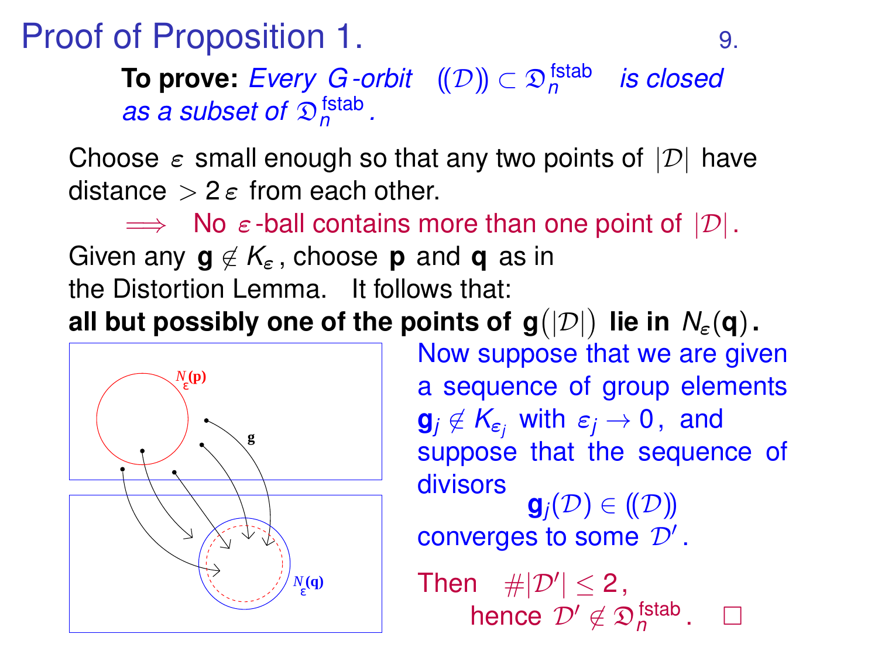# Proof of Proposition 1.

**To prove:** *Every $G$-orbit $((\mathcal{D})) \subset \mathfrak{D}_n^{\text{fstab}}$ is closed as a subset of $\mathfrak{D}_n^{\text{fstab}}$.*

Choose $\varepsilon$ small enough so that any two points of $|\mathcal{D}|$ have distance $> 2\,\varepsilon$ from each other.

$\Longrightarrow$ No $\varepsilon$-ball contains more than one point of $|\mathcal{D}|$.

Given any $\mathbf{g} \notin K_\varepsilon$, choose $\mathbf{p}$ and $\mathbf{q}$ as in the Distortion Lemma. It follows that:

**all but possibly one of the points of $\mathbf{g}(|\mathcal{D}|)$ lie in $N_\varepsilon(\mathbf{q})$.**

Now suppose that we are given a sequence of group elements $\mathbf{g}_j \notin K_{\varepsilon_j}$ with $\varepsilon_j \to 0$, and suppose that the sequence of divisors

$$\mathbf{g}_j(\mathcal{D}) \in ((\mathcal{D}))$$

converges to some $\mathcal{D}'$.

Then $\#|\mathcal{D}'| \leq 2$,

hence $\mathcal{D}' \notin \mathfrak{D}_n^{\text{fstab}}$. $\square$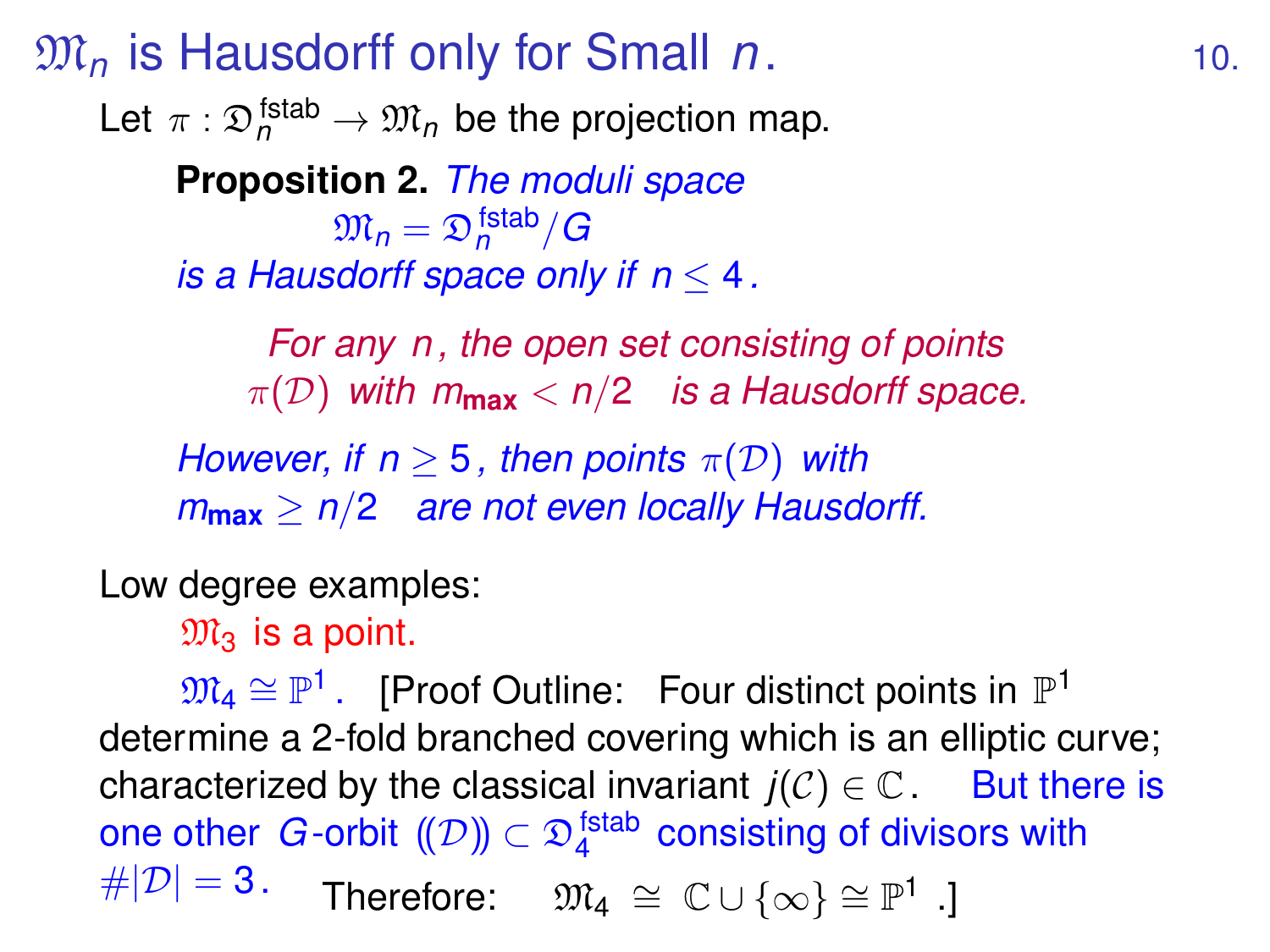# $\mathfrak{M}_n$ is Hausdorff only for Small $n$.

Let $\pi : \mathfrak{D}_n^{\text{fstab}} \to \mathfrak{M}_n$ be the projection map.

> **Proposition 2.** *The moduli space*
> $$\mathfrak{M}_n = \mathfrak{D}_n^{\text{fstab}}/G$$
> *is a Hausdorff space only if $n \le 4$.*
>
> *For any $n$, the open set consisting of points $\pi(\mathcal{D})$ with $m_{\mathbf{max}} < n/2$ is a Hausdorff space.*
>
> *However, if $n \ge 5$, then points $\pi(\mathcal{D})$ with $m_{\mathbf{max}} \ge n/2$ are not even locally Hausdorff.*

Low degree examples:

$\mathfrak{M}_3$ is a point.

$\mathfrak{M}_4 \cong \mathbb{P}^1$. [Proof Outline: Four distinct points in $\mathbb{P}^1$ determine a 2-fold branched covering which is an elliptic curve; characterized by the classical invariant $j(\mathcal{C}) \in \mathbb{C}$. But there is one other $G$-orbit $(\!(\mathcal{D})\!) \subset \mathfrak{D}_4^{\text{fstab}}$ consisting of divisors with $\#|\mathcal{D}| = 3$. Therefore: $\mathfrak{M}_4 \cong \mathbb{C} \cup \{\infty\} \cong \mathbb{P}^1$ .]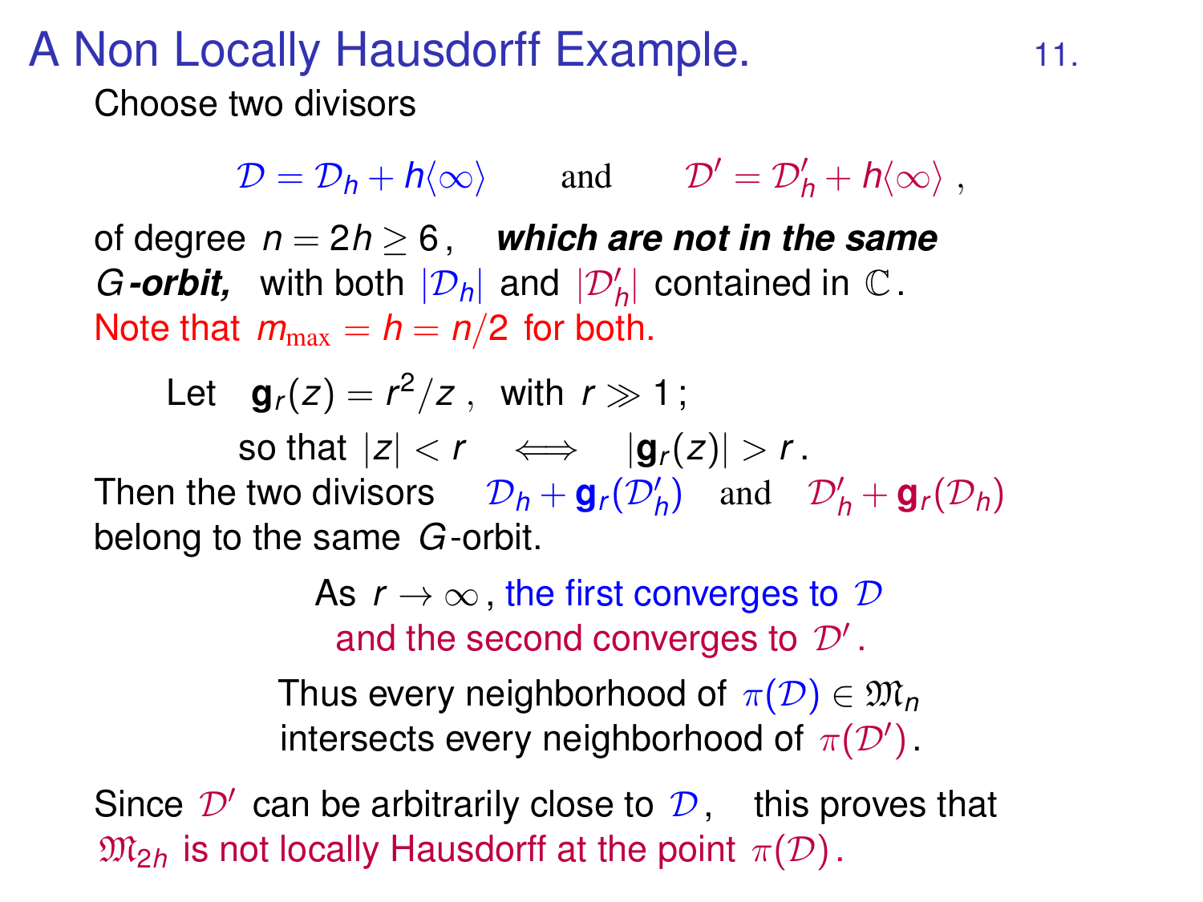# A Non Locally Hausdorff Example.

Choose two divisors

$$\mathcal{D} = \mathcal{D}_h + h\langle\infty\rangle \qquad \text{and} \qquad \mathcal{D}' = \mathcal{D}'_h + h\langle\infty\rangle \ ,$$

of degree $n = 2h \geq 6$, ***which are not in the same $G$-orbit,*** with both $|\mathcal{D}_h|$ and $|\mathcal{D}'_h|$ contained in $\mathbb{C}$.
Note that $m_{\max} = h = n/2$ for both.

Let $\mathbf{g}_r(z) = r^2/z$ , with $r \gg 1$;

so that $|z| < r \iff |\mathbf{g}_r(z)| > r$ .

Then the two divisors $\mathcal{D}_h + \mathbf{g}_r(\mathcal{D}'_h)$ and $\mathcal{D}'_h + \mathbf{g}_r(\mathcal{D}_h)$ belong to the same $G$-orbit.

As $r \to \infty$, the first converges to $\mathcal{D}$ and the second converges to $\mathcal{D}'$.

Thus every neighborhood of $\pi(\mathcal{D}) \in \mathfrak{M}_n$ intersects every neighborhood of $\pi(\mathcal{D}')$.

Since $\mathcal{D}'$ can be arbitrarily close to $\mathcal{D}$, this proves that $\mathfrak{M}_{2h}$ is not locally Hausdorff at the point $\pi(\mathcal{D})$.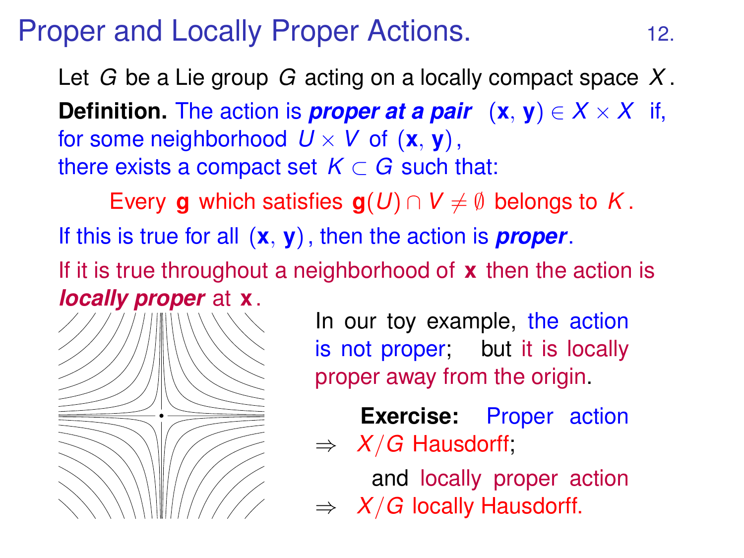# Proper and Locally Proper Actions.

Let $G$ be a Lie group $G$ acting on a locally compact space $X$.

**Definition.** The action is ***proper at a pair*** $(\mathbf{x}, \mathbf{y}) \in X \times X$ if, for some neighborhood $U \times V$ of $(\mathbf{x}, \mathbf{y})$, there exists a compact set $K \subset G$ such that:

Every $\mathbf{g}$ which satisfies $\mathbf{g}(U) \cap V \neq \emptyset$ belongs to $K$.

If this is true for all $(\mathbf{x}, \mathbf{y})$, then the action is ***proper***.

If it is true throughout a neighborhood of $\mathbf{x}$ then the action is ***locally proper*** at $\mathbf{x}$.

In our toy example, the action is not proper; but it is locally proper away from the origin.

**Exercise:** Proper action $\Rightarrow$ $X/G$ Hausdorff;

and locally proper action $\Rightarrow$ $X/G$ locally Hausdorff.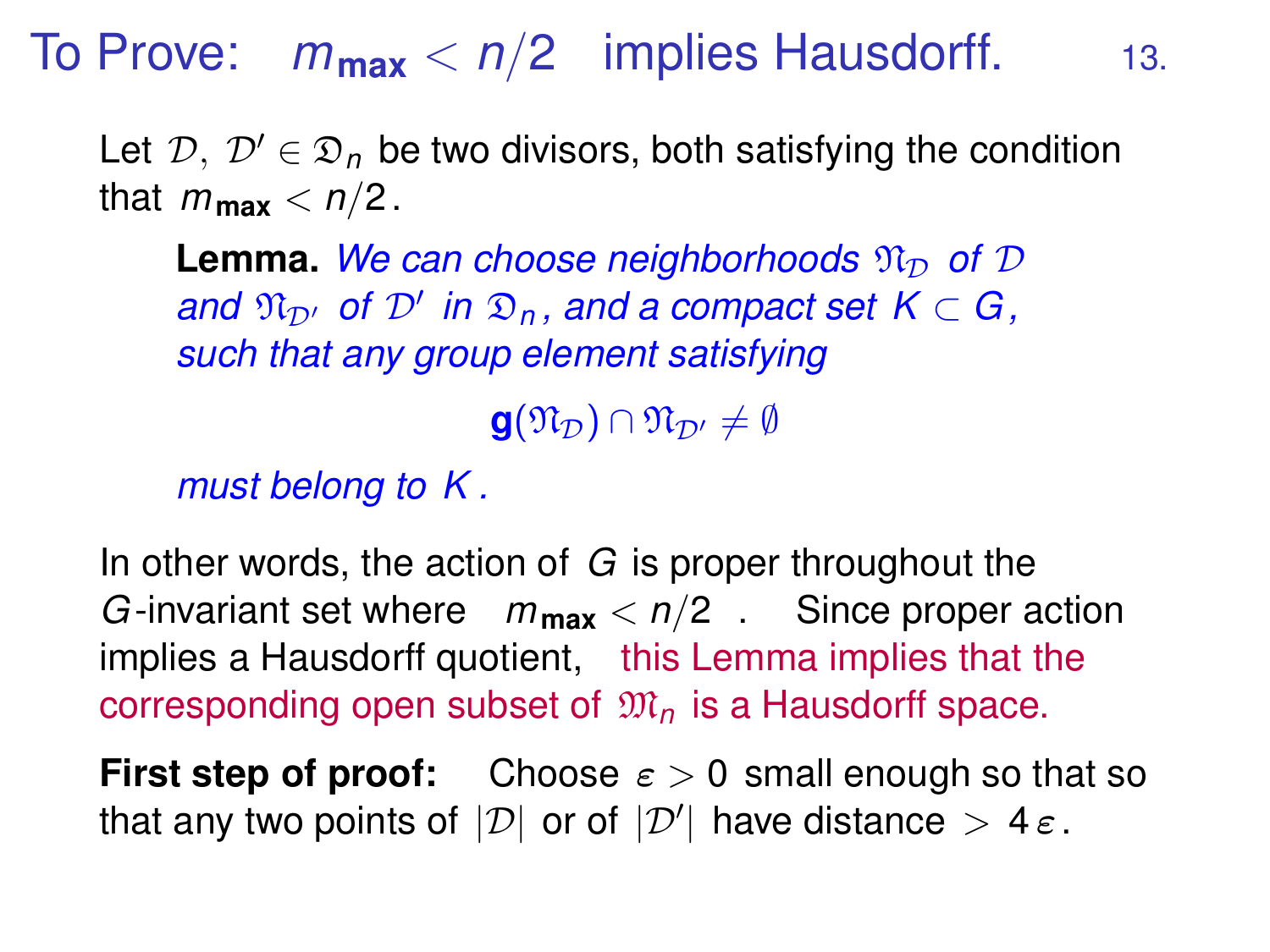# To Prove: $m_{\mathbf{max}} < n/2$ implies Hausdorff.

Let $\mathcal{D},\ \mathcal{D}' \in \mathfrak{D}_n$ be two divisors, both satisfying the condition that $m_{\mathbf{max}} < n/2$.

> **Lemma.** *We can choose neighborhoods $\mathfrak{N}_{\mathcal{D}}$ of $\mathcal{D}$ and $\mathfrak{N}_{\mathcal{D}'}$ of $\mathcal{D}'$ in $\mathfrak{D}_n$, and a compact set $K \subset G$, such that any group element satisfying*
>
> $$\mathbf{g}(\mathfrak{N}_{\mathcal{D}}) \cap \mathfrak{N}_{\mathcal{D}'} \neq \emptyset$$
>
> *must belong to $K$.*

In other words, the action of $G$ is proper throughout the $G$-invariant set where $m_{\mathbf{max}} < n/2$. Since proper action implies a Hausdorff quotient, this Lemma implies that the corresponding open subset of $\mathfrak{M}_n$ is a Hausdorff space.

**First step of proof:** Choose $\varepsilon > 0$ small enough so that so that any two points of $|\mathcal{D}|$ or of $|\mathcal{D}'|$ have distance $> 4\,\varepsilon$.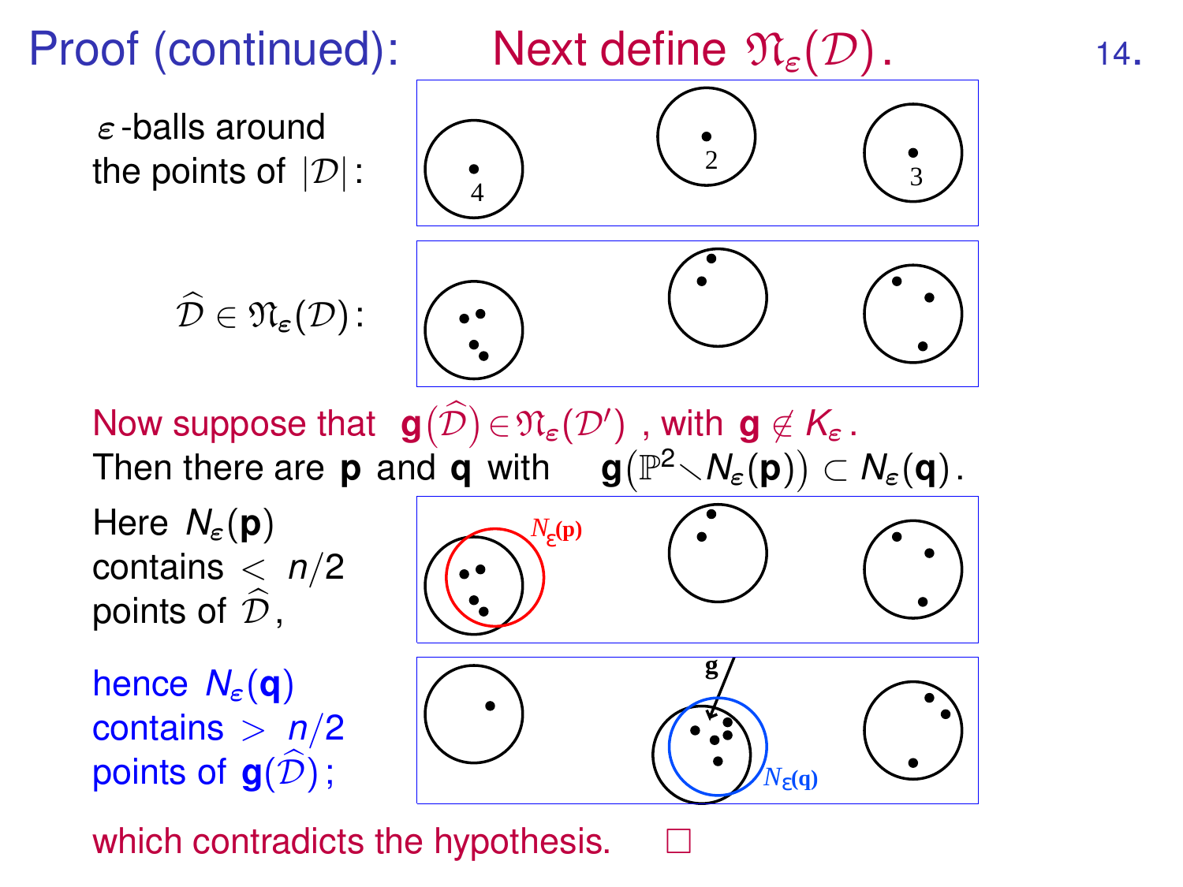Proof (continued): **Next define $\mathfrak{N}_\varepsilon(\mathcal{D})$.**

$\varepsilon$-balls around the points of $|\mathcal{D}|$:

$\widehat{\mathcal{D}} \in \mathfrak{N}_\varepsilon(\mathcal{D})$:

Now suppose that $\mathbf{g}(\widehat{\mathcal{D}}) \in \mathfrak{N}_\varepsilon(\mathcal{D}')$, with $\mathbf{g} \notin K_\varepsilon$.

Then there are $\mathbf{p}$ and $\mathbf{q}$ with $\mathbf{g}\big(\mathbb{P}^2 \smallsetminus N_\varepsilon(\mathbf{p})\big) \subset N_\varepsilon(\mathbf{q})$.

Here $N_\varepsilon(\mathbf{p})$ contains $< n/2$ points of $\widehat{\mathcal{D}}$,

hence $N_\varepsilon(\mathbf{q})$ contains $> n/2$ points of $\mathbf{g}(\widehat{\mathcal{D}})$;

which contradicts the hypothesis. □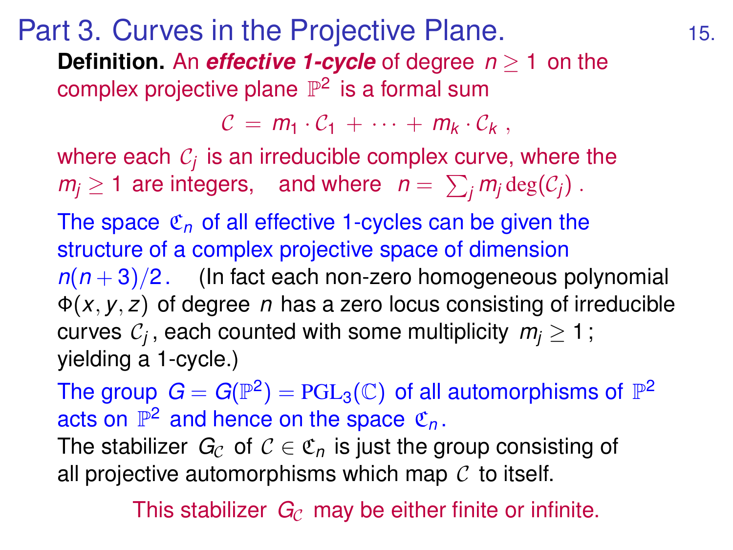# Part 3. Curves in the Projective Plane.

**Definition.** An ***effective 1-cycle*** of degree $n \geq 1$ on the complex projective plane $\mathbb{P}^2$ is a formal sum

$$\mathcal{C} = m_1 \cdot \mathcal{C}_1 + \cdots + m_k \cdot \mathcal{C}_k ,$$

where each $\mathcal{C}_j$ is an irreducible complex curve, where the $m_j \geq 1$ are integers, and where $n = \sum_j m_j \deg(\mathcal{C}_j)$ .

The space $\mathfrak{C}_n$ of all effective 1-cycles can be given the structure of a complex projective space of dimension $n(n+3)/2$. (In fact each non-zero homogeneous polynomial $\Phi(x, y, z)$ of degree $n$ has a zero locus consisting of irreducible curves $\mathcal{C}_j$, each counted with some multiplicity $m_j \geq 1$; yielding a 1-cycle.)

The group $G = G(\mathbb{P}^2) = \mathrm{PGL}_3(\mathbb{C})$ of all automorphisms of $\mathbb{P}^2$ acts on $\mathbb{P}^2$ and hence on the space $\mathfrak{C}_n$.

The stabilizer $G_\mathcal{C}$ of $\mathcal{C} \in \mathfrak{C}_n$ is just the group consisting of all projective automorphisms which map $\mathcal{C}$ to itself.

This stabilizer $G_\mathcal{C}$ may be either finite or infinite.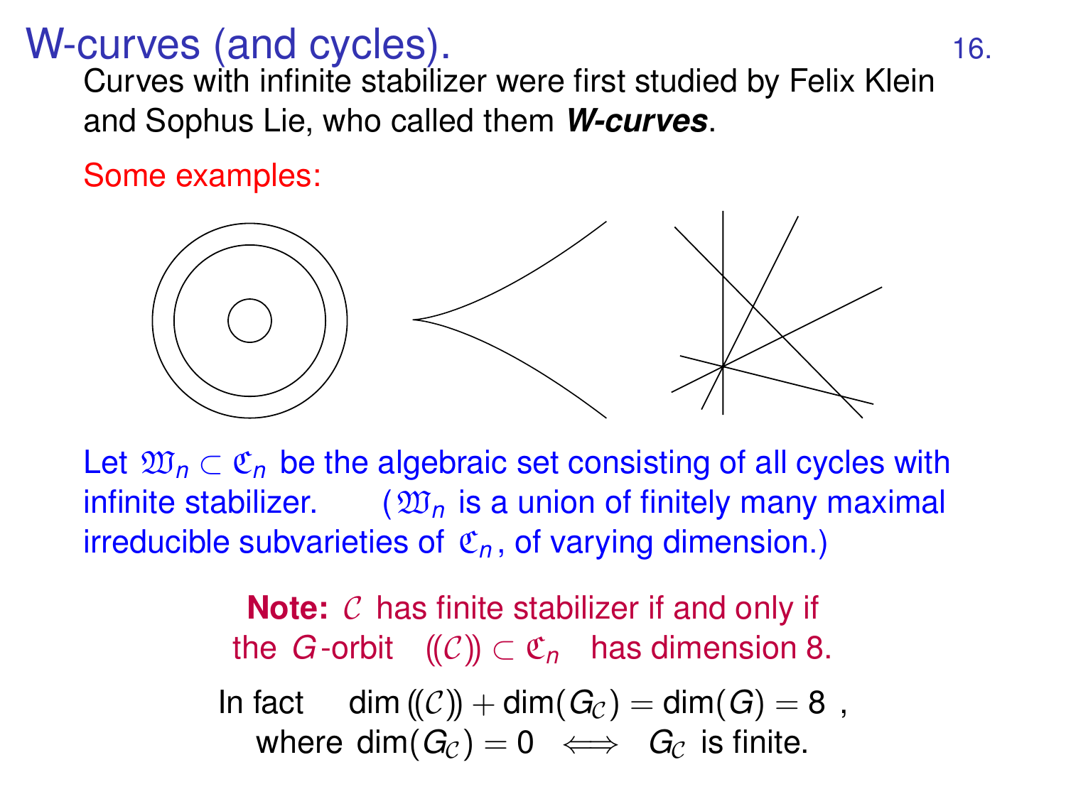# W-curves (and cycles).

Curves with infinite stabilizer were first studied by Felix Klein and Sophus Lie, who called them ***W-curves***.

Some examples:

Let $\mathfrak{W}_n \subset \mathfrak{C}_n$ be the algebraic set consisting of all cycles with infinite stabilizer. ($\mathfrak{W}_n$ is a union of finitely many maximal irreducible subvarieties of $\mathfrak{C}_n$, of varying dimension.)

**Note:** $\mathcal{C}$ has finite stabilizer if and only if the $G$-orbit $(\!(\mathcal{C})\!) \subset \mathfrak{C}_n$ has dimension 8.

In fact $\dim (\!(\mathcal{C})\!) + \dim(G_{\mathcal{C}}) = \dim(G) = 8$ , where $\dim(G_{\mathcal{C}}) = 0 \iff G_{\mathcal{C}}$ is finite.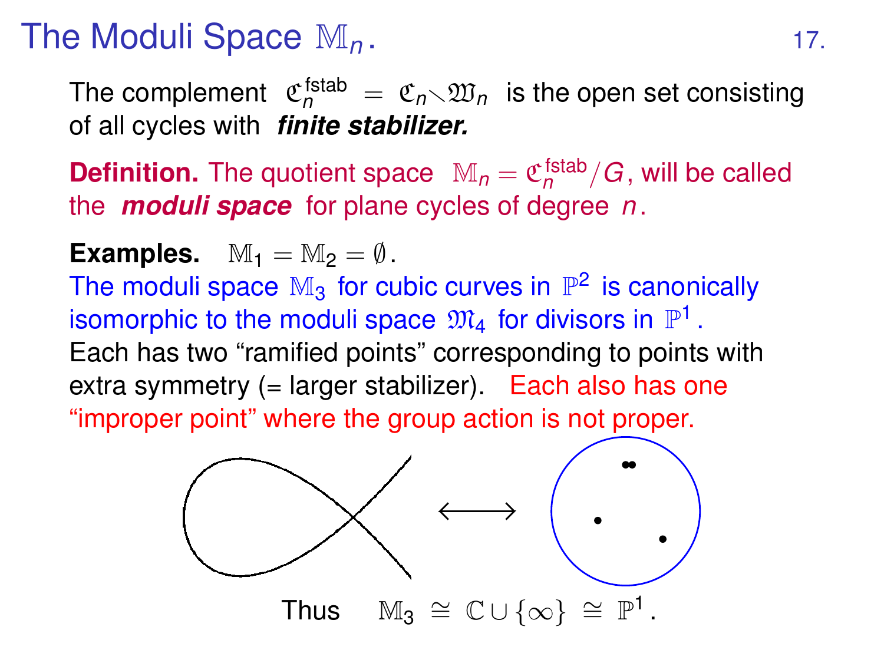# The Moduli Space $\mathbb{M}_n$.

The complement $\mathfrak{C}_n^{\text{fstab}} = \mathfrak{C}_n \setminus \mathfrak{W}_n$ is the open set consisting of all cycles with ***finite stabilizer.***

**Definition.** The quotient space $\mathbb{M}_n = \mathfrak{C}_n^{\text{fstab}}/G$, will be called the ***moduli space*** for plane cycles of degree $n$.

**Examples.** $\mathbb{M}_1 = \mathbb{M}_2 = \emptyset$.

The moduli space $\mathbb{M}_3$ for cubic curves in $\mathbb{P}^2$ is canonically isomorphic to the moduli space $\mathfrak{M}_4$ for divisors in $\mathbb{P}^1$.

Each has two "ramified points" corresponding to points with extra symmetry (= larger stabilizer). Each also has one "improper point" where the group action is not proper.

$\longleftrightarrow$

Thus $\mathbb{M}_3 \cong \mathbb{C} \cup \{\infty\} \cong \mathbb{P}^1$.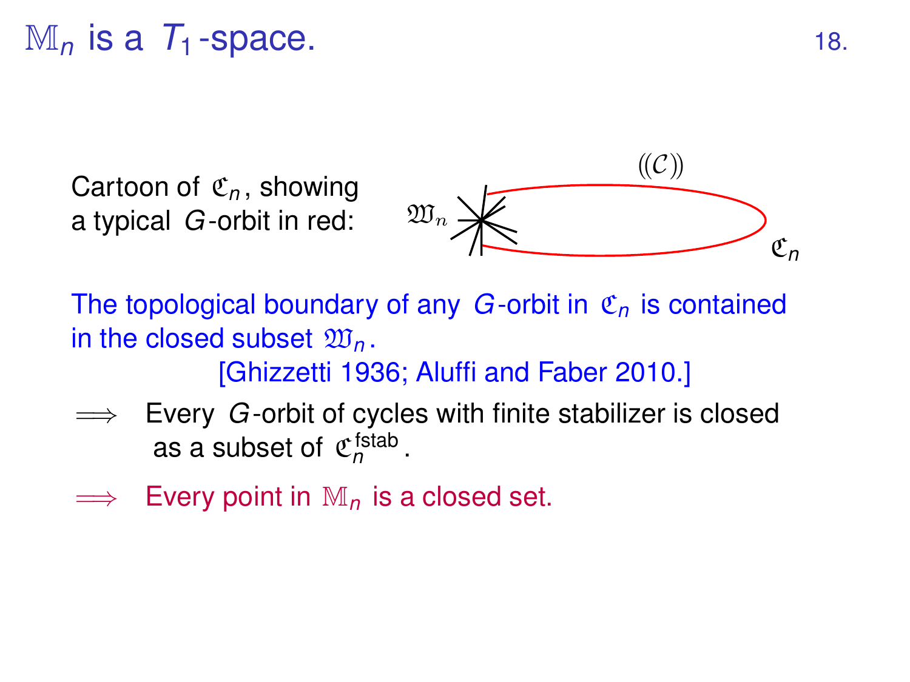# $\mathbb{M}_n$ is a $T_1$-space.

Cartoon of $\mathfrak{C}_n$, showing a typical $G$-orbit in red:

The topological boundary of any $G$-orbit in $\mathfrak{C}_n$ is contained in the closed subset $\mathfrak{W}_n$.

[Ghizzetti 1936; Aluffi and Faber 2010.]

$\Longrightarrow$ Every $G$-orbit of cycles with finite stabilizer is closed as a subset of $\mathfrak{C}_n^{\text{fstab}}$.

$\Longrightarrow$ Every point in $\mathbb{M}_n$ is a closed set.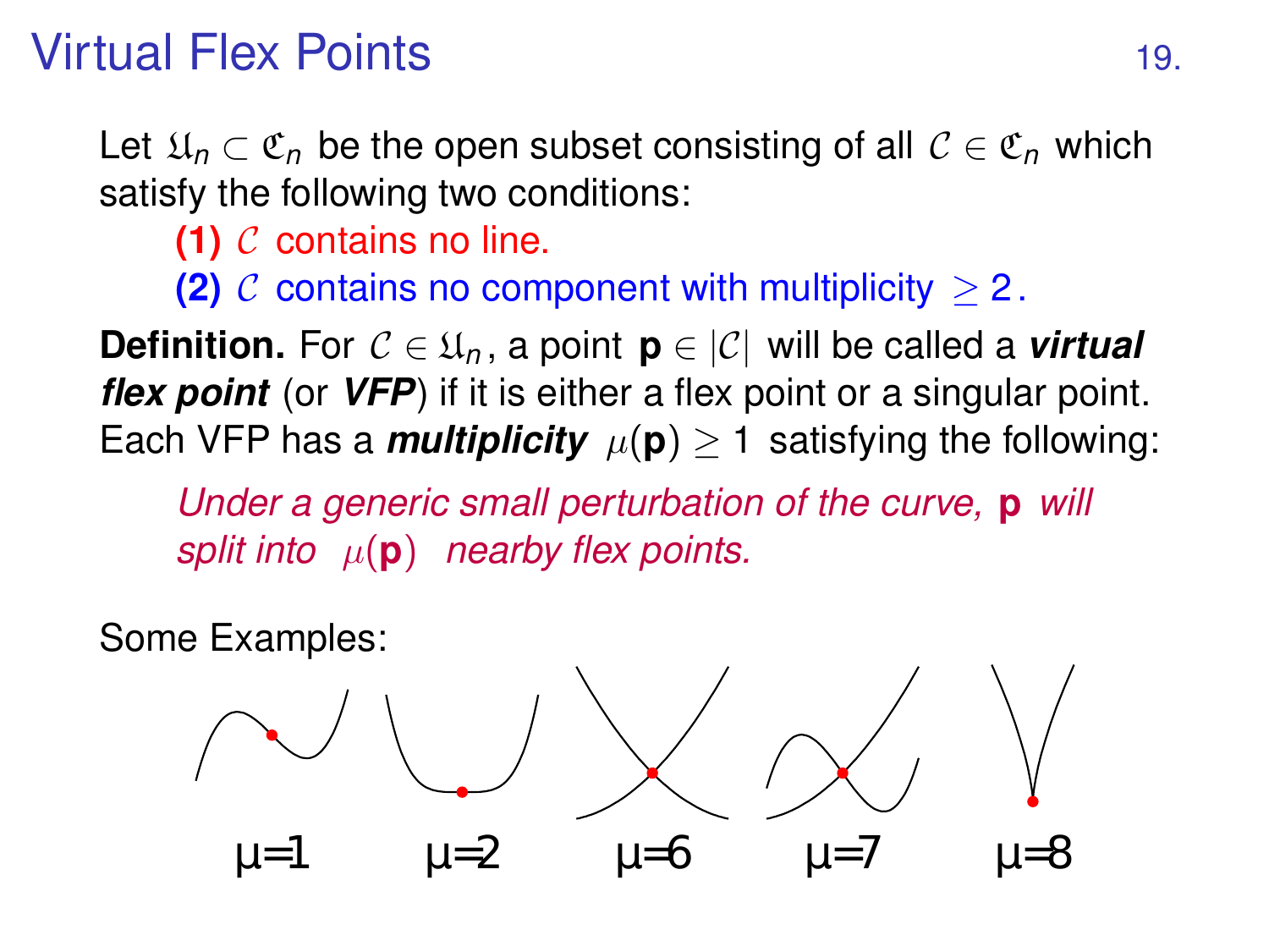# Virtual Flex Points

Let $\mathfrak{U}_n \subset \mathfrak{C}_n$ be the open subset consisting of all $\mathcal{C} \in \mathfrak{C}_n$ which satisfy the following two conditions:

**(1)** $\mathcal{C}$ contains no line.

**(2)** $\mathcal{C}$ contains no component with multiplicity $\geq 2$.

**Definition.** For $\mathcal{C} \in \mathfrak{U}_n$, a point $\mathbf{p} \in |\mathcal{C}|$ will be called a ***virtual flex point*** (or ***VFP***) if it is either a flex point or a singular point. Each VFP has a ***multiplicity*** $\mu(\mathbf{p}) \geq 1$ satisfying the following:

*Under a generic small perturbation of the curve,* $\mathbf{p}$ *will split into* $\mu(\mathbf{p})$ *nearby flex points.*

Some Examples:

μ=1 μ=2 μ=6 μ=7 μ=8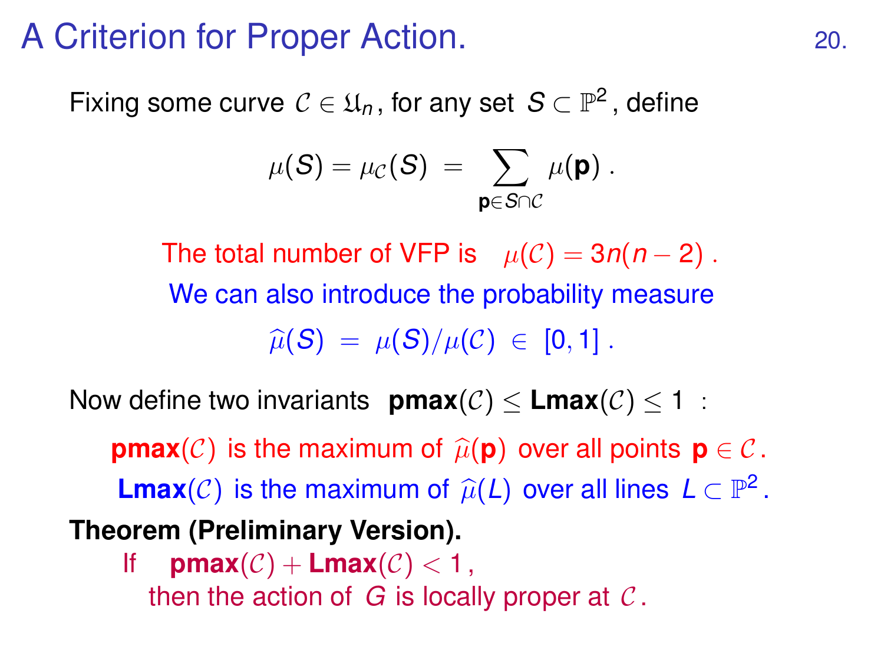# A Criterion for Proper Action.

Fixing some curve $\mathcal{C} \in \mathfrak{U}_n$, for any set $S \subset \mathbb{P}^2$, define

$$\mu(S) = \mu_{\mathcal{C}}(S) \; = \sum_{\mathbf{p} \in S \cap \mathcal{C}} \mu(\mathbf{p}) \, .$$

The total number of VFP is $\mu(\mathcal{C}) = 3n(n-2)$ .

We can also introduce the probability measure

$$\widehat{\mu}(S) \; = \; \mu(S)/\mu(\mathcal{C}) \; \in \; [0,1] \, .$$

Now define two invariants $\mathbf{pmax}(\mathcal{C}) \le \mathbf{Lmax}(\mathcal{C}) \le 1$ :

$\mathbf{pmax}(\mathcal{C})$ is the maximum of $\widehat{\mu}(\mathbf{p})$ over all points $\mathbf{p} \in \mathcal{C}$.

$\mathbf{Lmax}(\mathcal{C})$ is the maximum of $\widehat{\mu}(L)$ over all lines $L \subset \mathbb{P}^2$.

**Theorem (Preliminary Version).**

If $\mathbf{pmax}(\mathcal{C}) + \mathbf{Lmax}(\mathcal{C}) < 1$,
then the action of $G$ is locally proper at $\mathcal{C}$.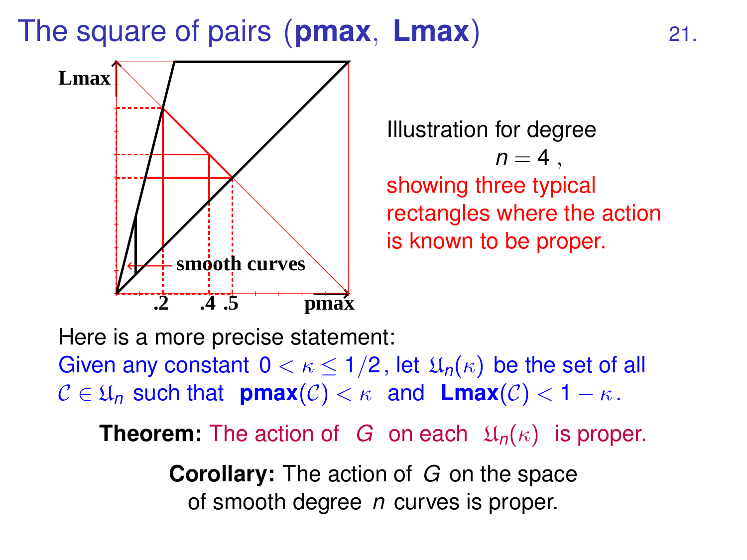# The square of pairs (**pmax**, **Lmax**)

Illustration for degree

$n = 4$ ,

showing three typical rectangles where the action is known to be proper.

Here is a more precise statement:

Given any constant $0 < \kappa \leq 1/2$, let $\mathfrak{U}_n(\kappa)$ be the set of all $\mathcal{C} \in \mathfrak{U}_n$ such that **pmax**$(\mathcal{C}) < \kappa$ and **Lmax**$(\mathcal{C}) < 1 - \kappa$.

**Theorem:** The action of $G$ on each $\mathfrak{U}_n(\kappa)$ is proper.

**Corollary:** The action of $G$ on the space of smooth degree $n$ curves is proper.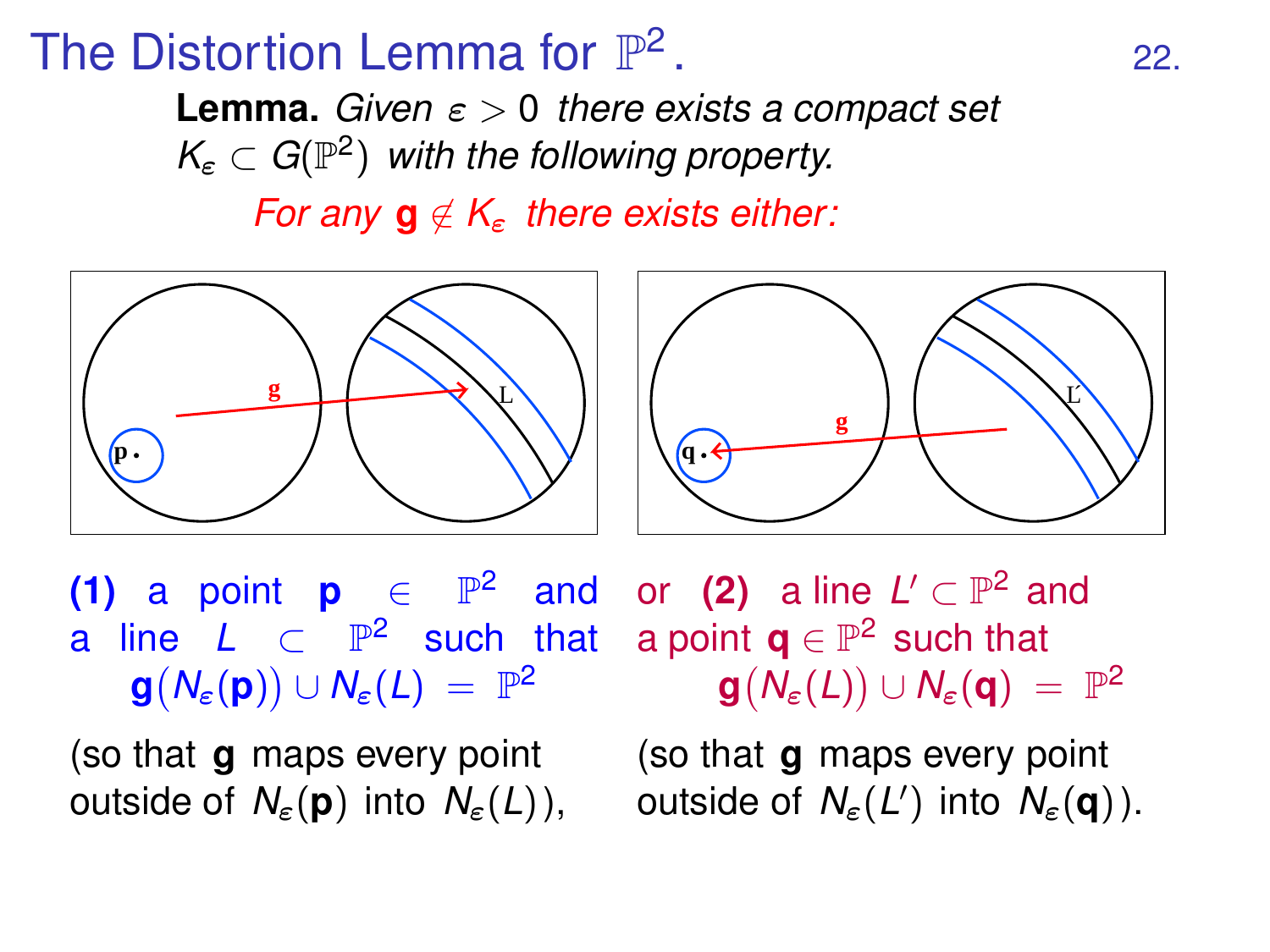# The Distortion Lemma for $\mathbb{P}^2$.

**Lemma.** *Given $\varepsilon > 0$ there exists a compact set $K_\varepsilon \subset G(\mathbb{P}^2)$ with the following property.*

*For any $\mathbf{g} \notin K_\varepsilon$ there exists either:*

**(1)** a point $\mathbf{p} \in \mathbb{P}^2$ and a line $L \subset \mathbb{P}^2$ such that

$$\mathbf{g}\big(N_\varepsilon(\mathbf{p})\big) \cup N_\varepsilon(L) = \mathbb{P}^2$$

(so that $\mathbf{g}$ maps every point outside of $N_\varepsilon(\mathbf{p})$ into $N_\varepsilon(L)$),

or **(2)** a line $L' \subset \mathbb{P}^2$ and a point $\mathbf{q} \in \mathbb{P}^2$ such that

$$\mathbf{g}\big(N_\varepsilon(L)\big) \cup N_\varepsilon(\mathbf{q}) = \mathbb{P}^2$$

(so that $\mathbf{g}$ maps every point outside of $N_\varepsilon(L')$ into $N_\varepsilon(\mathbf{q})$).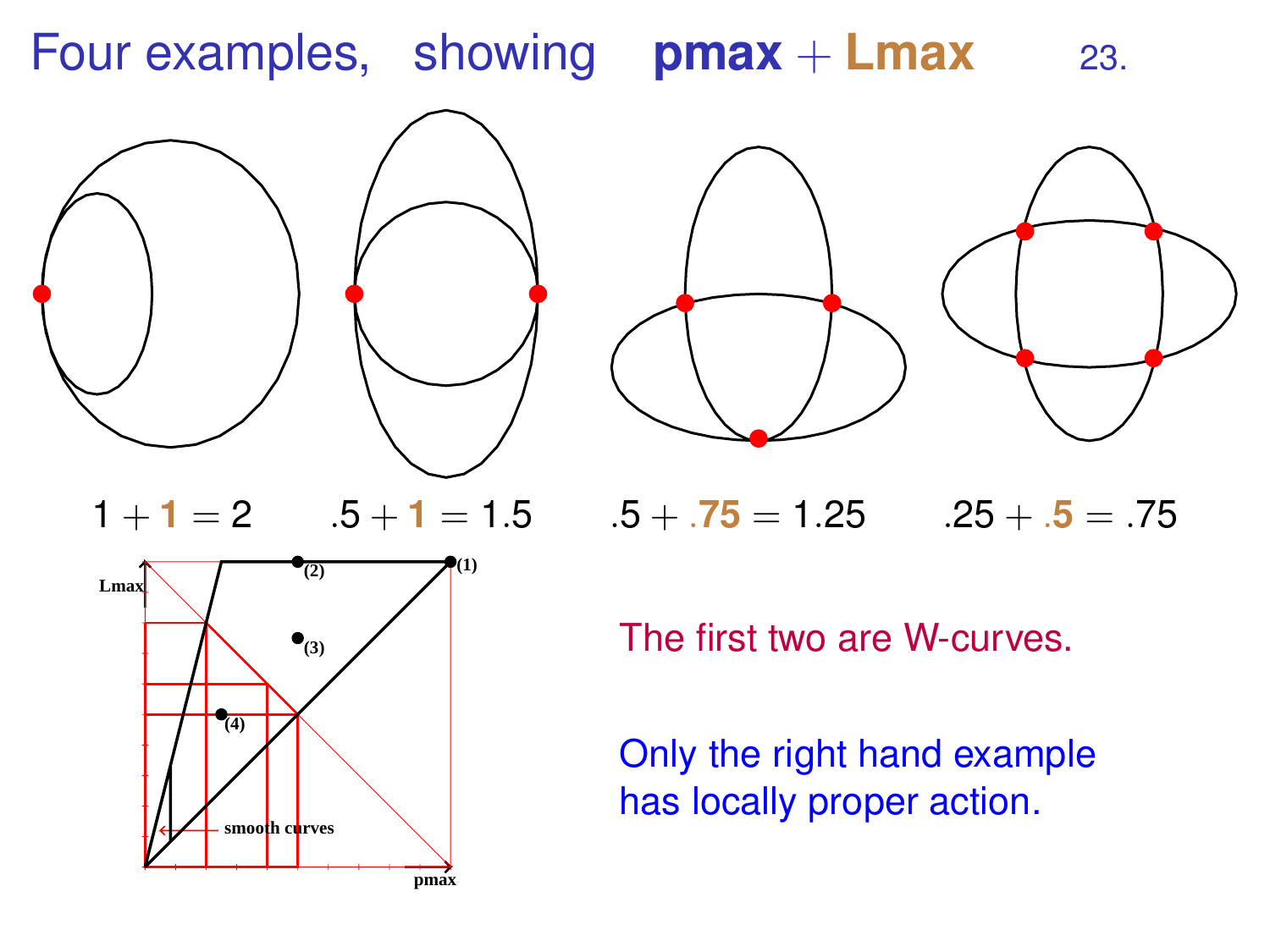# Four examples, showing **pmax** + **Lmax**

$1 + \mathbf{1} = 2$ $\quad .5 + \mathbf{1} = 1.5$ $\quad .5 + \mathbf{.75} = 1.25$ $\quad .25 + \mathbf{.5} = .75$

The first two are W-curves.

Only the right hand example has locally proper action.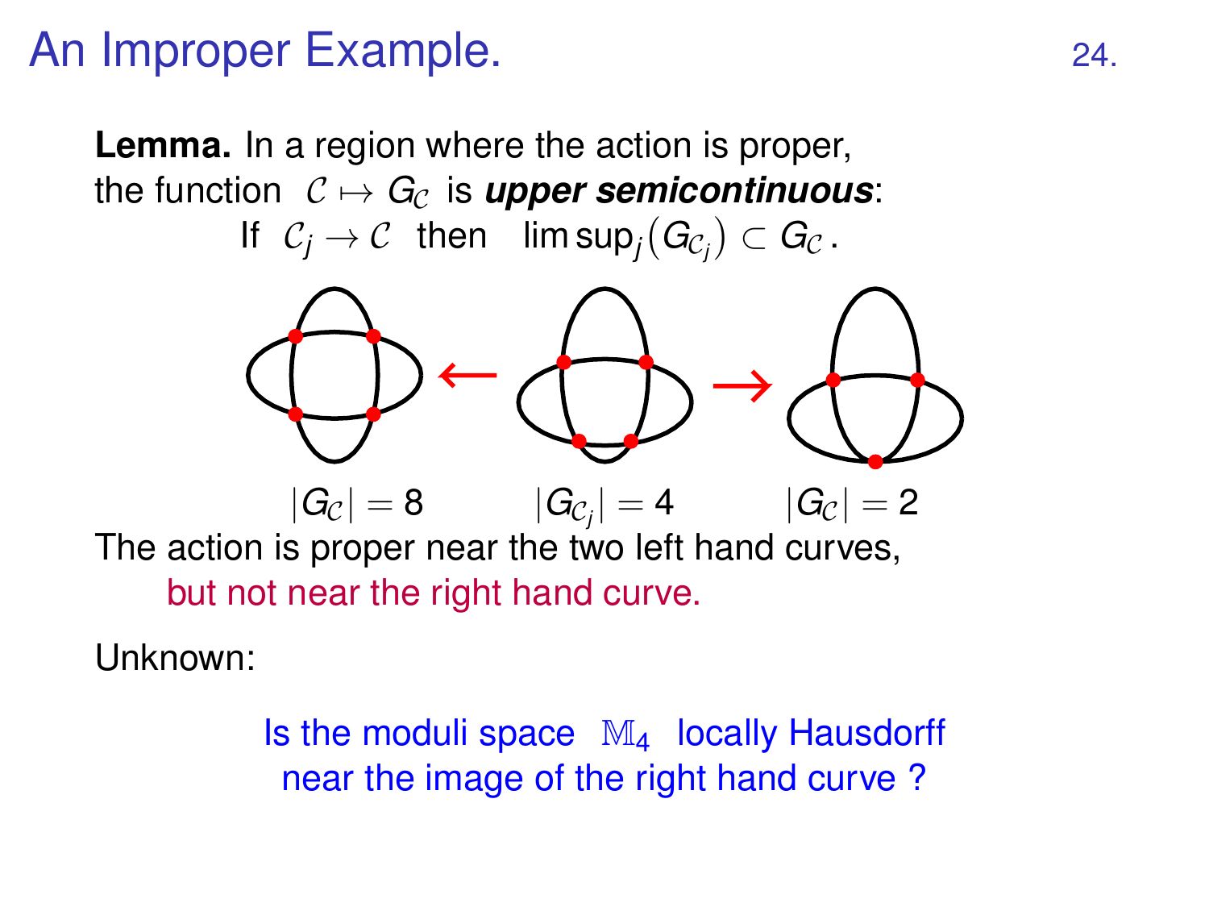# An Improper Example.

**Lemma.** In a region where the action is proper, the function $\mathcal{C} \mapsto G_{\mathcal{C}}$ is ***upper semicontinuous***:

If $\mathcal{C}_j \to \mathcal{C}$ then $\limsup_j \big(G_{\mathcal{C}_j}\big) \subset G_{\mathcal{C}}$.

$|G_{\mathcal{C}}| = 8$ $\quad\leftarrow\quad$ $|G_{\mathcal{C}_j}| = 4$ $\quad\rightarrow\quad$ $|G_{\mathcal{C}}| = 2$

The action is proper near the two left hand curves,

but not near the right hand curve.

Unknown:

Is the moduli space $\mathbb{M}_4$ locally Hausdorff near the image of the right hand curve ?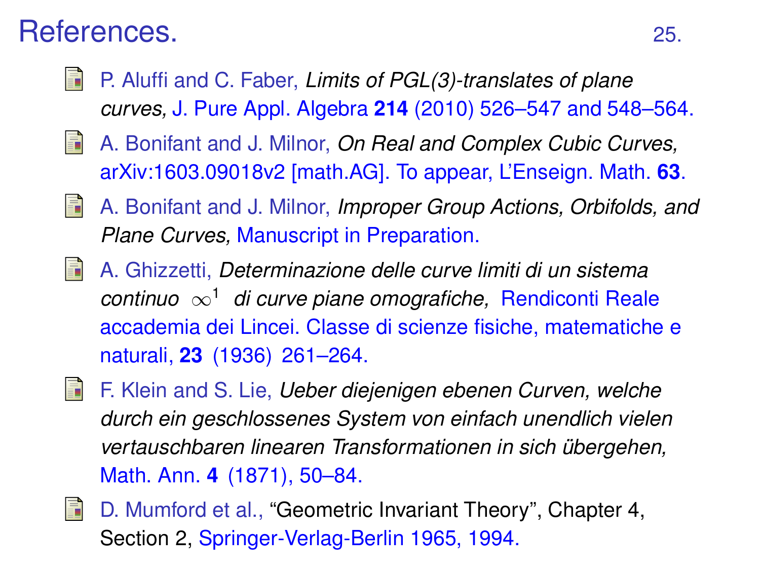# References.

- P. Aluffi and C. Faber, *Limits of PGL(3)-translates of plane curves,* J. Pure Appl. Algebra **214** (2010) 526–547 and 548–564.
- A. Bonifant and J. Milnor, *On Real and Complex Cubic Curves,* arXiv:1603.09018v2 [math.AG]. To appear, L'Enseign. Math. **63**.
- A. Bonifant and J. Milnor, *Improper Group Actions, Orbifolds, and Plane Curves,* Manuscript in Preparation.
- A. Ghizzetti, *Determinazione delle curve limiti di un sistema continuo* $\infty^1$ *di curve piane omografiche,* Rendiconti Reale accademia dei Lincei. Classe di scienze fisiche, matematiche e naturali, **23** (1936) 261–264.
- F. Klein and S. Lie, *Ueber diejenigen ebenen Curven, welche durch ein geschlossenes System von einfach unendlich vielen vertauschbaren linearen Transformationen in sich übergehen,* Math. Ann. **4** (1871), 50–84.
- D. Mumford et al., "Geometric Invariant Theory", Chapter 4, Section 2, Springer-Verlag-Berlin 1965, 1994.